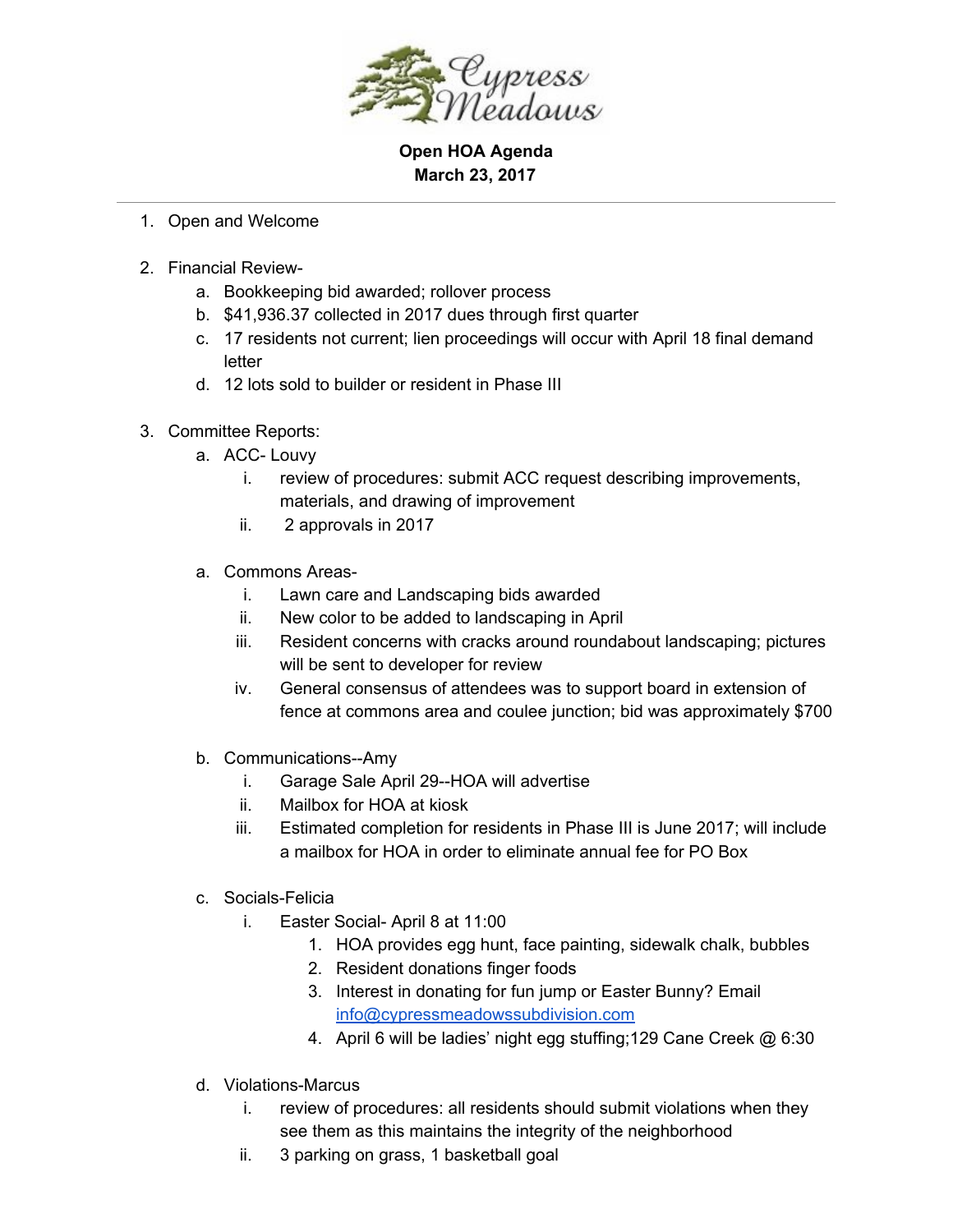Cypress Meadows

**Open HOA Agenda**
**March 23, 2017**

---

1. Open and Welcome

2. Financial Review-
   a. Bookkeeping bid awarded; rollover process
   b. $41,936.37 collected in 2017 dues through first quarter
   c. 17 residents not current; lien proceedings will occur with April 18 final demand letter
   d. 12 lots sold to builder or resident in Phase III

3. Committee Reports:
   a. ACC- Louvy
      i. review of procedures: submit ACC request describing improvements, materials, and drawing of improvement
      ii. 2 approvals in 2017

   a. Commons Areas-
      i. Lawn care and Landscaping bids awarded
      ii. New color to be added to landscaping in April
      iii. Resident concerns with cracks around roundabout landscaping; pictures will be sent to developer for review
      iv. General consensus of attendees was to support board in extension of fence at commons area and coulee junction; bid was approximately $700

   b. Communications--Amy
      i. Garage Sale April 29--HOA will advertise
      ii. Mailbox for HOA at kiosk
      iii. Estimated completion for residents in Phase III is June 2017; will include a mailbox for HOA in order to eliminate annual fee for PO Box

   c. Socials-Felicia
      i. Easter Social- April 8 at 11:00
         1. HOA provides egg hunt, face painting, sidewalk chalk, bubbles
         2. Resident donations finger foods
         3. Interest in donating for fun jump or Easter Bunny? Email info@cypressmeadowssubdivision.com
         4. April 6 will be ladies' night egg stuffing;129 Cane Creek @ 6:30

   d. Violations-Marcus
      i. review of procedures: all residents should submit violations when they see them as this maintains the integrity of the neighborhood
      ii. 3 parking on grass, 1 basketball goal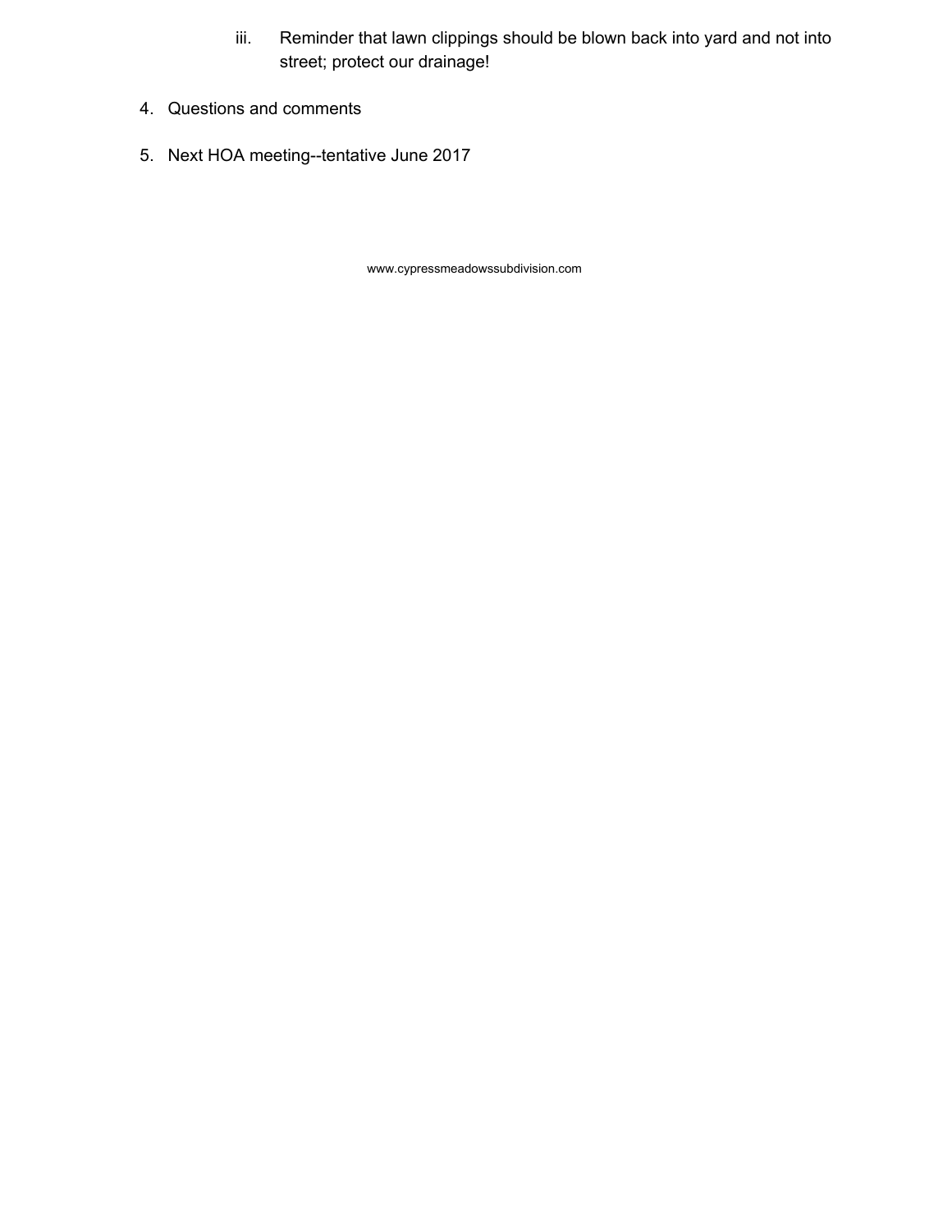iii. Reminder that lawn clippings should be blown back into yard and not into street; protect our drainage!

4. Questions and comments

5. Next HOA meeting--tentative June 2017

www.cypressmeadowssubdivision.com